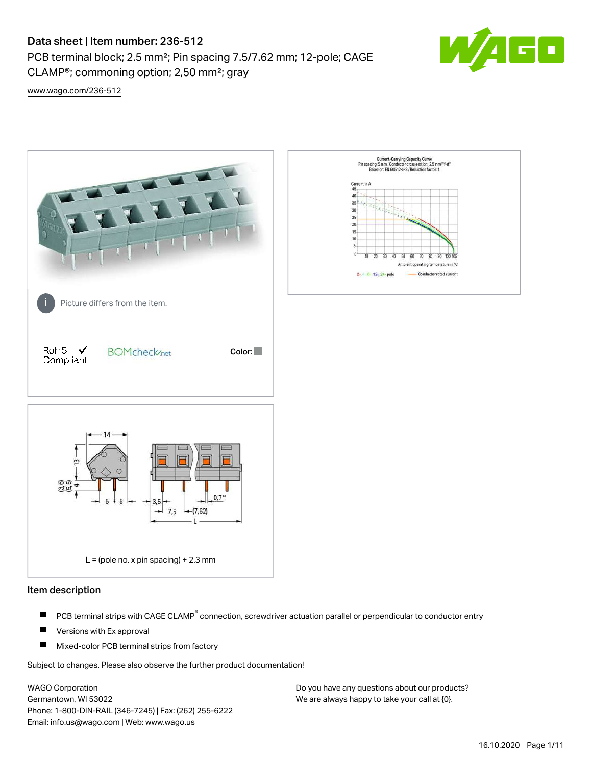# Data sheet | Item number: 236-512

PCB terminal block; 2.5 mm²; Pin spacing 7.5/7.62 mm; 12-pole; CAGE CLAMP®; commoning option; 2,50 mm²; gray

www.wago.com/236-512

Current-Carrying Capacity Curve
Pin spacing: 5 mm / Conductor cross-section: 2.5 mm² "f-st"
Based on: EN 60512-5-2 / Reduction factor: 1

Current in A
45
40
35
30
25
20
15
10
5
0
10 20 30 40 50 60 70 80 90 100 105
Ambient operating temperature in °C

2-, 4-, 6-, 12-, 24- pole
Conductor rated current

Picture differs from the item.

RoHS Compliant

BOMcheck.net

Color:

14
13
(3,6)
(5,5)
4
5
5
3,5
7,5
(7,62)
0,7
L

L = (pole no. x pin spacing) + 2.3 mm

## Item description

- PCB terminal strips with CAGE CLAMP® connection, screwdriver actuation parallel or perpendicular to conductor entry
- Versions with Ex approval
- Mixed-color PCB terminal strips from factory

Subject to changes. Please also observe the further product documentation!

WAGO Corporation
Germantown, WI 53022
Phone: 1-800-DIN-RAIL (346-7245) | Fax: (262) 255-6222
Email: info.us@wago.com | Web: www.wago.us

Do you have any questions about our products?
We are always happy to take your call at {0}.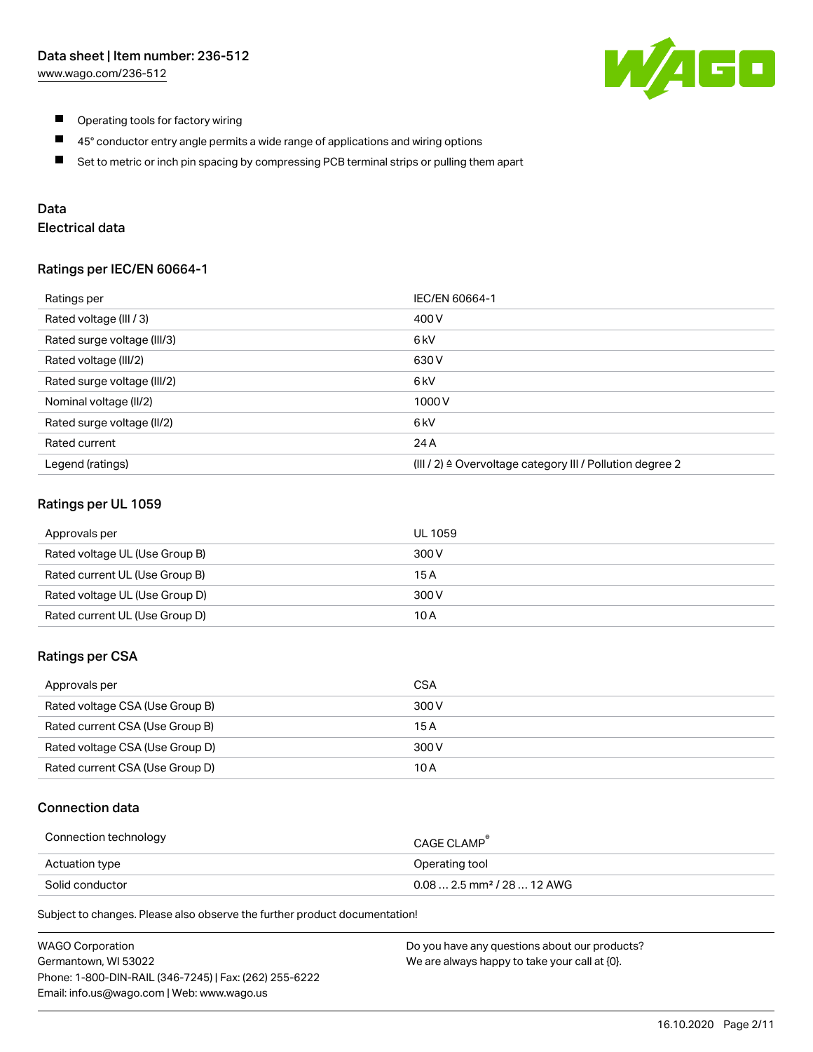- Operating tools for factory wiring
- 45° conductor entry angle permits a wide range of applications and wiring options
- Set to metric or inch pin spacing by compressing PCB terminal strips or pulling them apart

## Data

### Electrical data

#### Ratings per IEC/EN 60664-1

| | |
|---|---|
| Ratings per | IEC/EN 60664-1 |
| Rated voltage (III / 3) | 400 V |
| Rated surge voltage (III/3) | 6 kV |
| Rated voltage (III/2) | 630 V |
| Rated surge voltage (III/2) | 6 kV |
| Nominal voltage (II/2) | 1000 V |
| Rated surge voltage (II/2) | 6 kV |
| Rated current | 24 A |
| Legend (ratings) | (III / 2) ≙ Overvoltage category III / Pollution degree 2 |

#### Ratings per UL 1059

| | |
|---|---|
| Approvals per | UL 1059 |
| Rated voltage UL (Use Group B) | 300 V |
| Rated current UL (Use Group B) | 15 A |
| Rated voltage UL (Use Group D) | 300 V |
| Rated current UL (Use Group D) | 10 A |

#### Ratings per CSA

| | |
|---|---|
| Approvals per | CSA |
| Rated voltage CSA (Use Group B) | 300 V |
| Rated current CSA (Use Group B) | 15 A |
| Rated voltage CSA (Use Group D) | 300 V |
| Rated current CSA (Use Group D) | 10 A |

### Connection data

| | |
|---|---|
| Connection technology | CAGE CLAMP® |
| Actuation type | Operating tool |
| Solid conductor | 0.08 … 2.5 mm² / 28 … 12 AWG |

Subject to changes. Please also observe the further product documentation!

WAGO Corporation
Germantown, WI 53022
Phone: 1-800-DIN-RAIL (346-7245) | Fax: (262) 255-6222
Email: info.us@wago.com | Web: www.wago.us

Do you have any questions about our products?
We are always happy to take your call at {0}.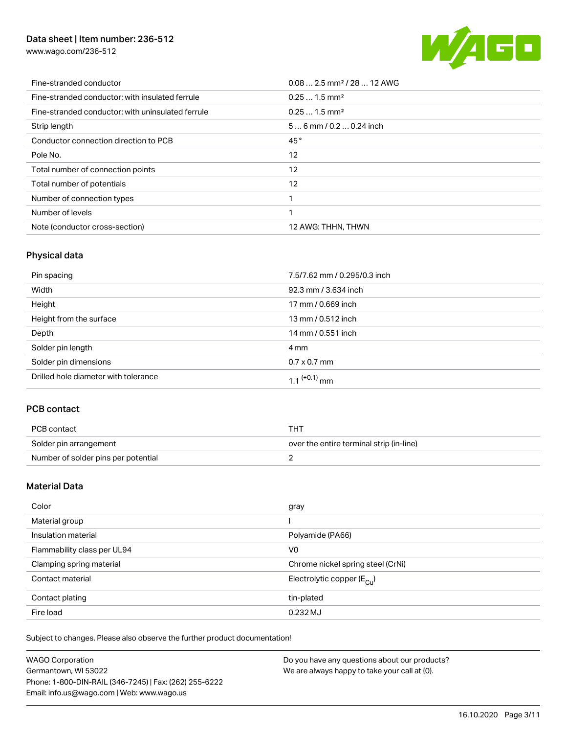| | |
|---|---|
| Fine-stranded conductor | 0.08 … 2.5 mm² / 28 … 12 AWG |
| Fine-stranded conductor; with insulated ferrule | 0.25 … 1.5 mm² |
| Fine-stranded conductor; with uninsulated ferrule | 0.25 … 1.5 mm² |
| Strip length | 5 … 6 mm / 0.2 … 0.24 inch |
| Conductor connection direction to PCB | 45 ° |
| Pole No. | 12 |
| Total number of connection points | 12 |
| Total number of potentials | 12 |
| Number of connection types | 1 |
| Number of levels | 1 |
| Note (conductor cross-section) | 12 AWG: THHN, THWN |

## Physical data

| | |
|---|---|
| Pin spacing | 7.5/7.62 mm / 0.295/0.3 inch |
| Width | 92.3 mm / 3.634 inch |
| Height | 17 mm / 0.669 inch |
| Height from the surface | 13 mm / 0.512 inch |
| Depth | 14 mm / 0.551 inch |
| Solder pin length | 4 mm |
| Solder pin dimensions | 0.7 x 0.7 mm |
| Drilled hole diameter with tolerance | $1.1^{(+0.1)}$ mm |

## PCB contact

| | |
|---|---|
| PCB contact | THT |
| Solder pin arrangement | over the entire terminal strip (in-line) |
| Number of solder pins per potential | 2 |

## Material Data

| | |
|---|---|
| Color | gray |
| Material group | I |
| Insulation material | Polyamide (PA66) |
| Flammability class per UL94 | V0 |
| Clamping spring material | Chrome nickel spring steel (CrNi) |
| Contact material | Electrolytic copper ($E_{Cu}$) |
| Contact plating | tin-plated |
| Fire load | 0.232 MJ |

Subject to changes. Please also observe the further product documentation!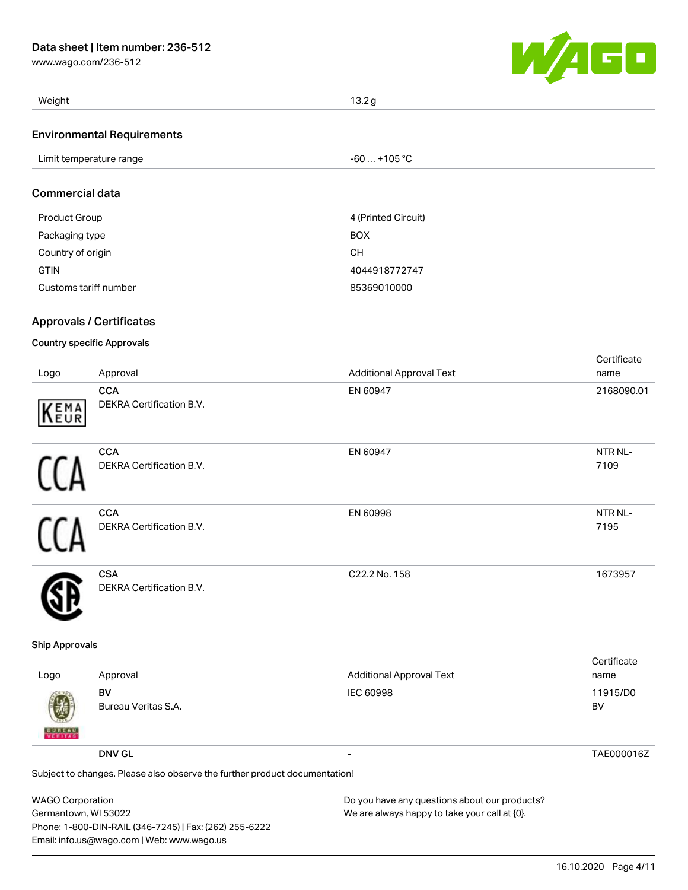| | |
|---|---|
| Weight | 13.2 g |

## Environmental Requirements

| | |
|---|---|
| Limit temperature range | -60 … +105 °C |

## Commercial data

| | |
|---|---|
| Product Group | 4 (Printed Circuit) |
| Packaging type | BOX |
| Country of origin | CH |
| GTIN | 4044918772747 |
| Customs tariff number | 85369010000 |

## Approvals / Certificates

### Country specific Approvals

| Logo | Approval | Additional Approval Text | Certificate name |
|---|---|---|---|
| | **CCA** DEKRA Certification B.V. | EN 60947 | 2168090.01 |
| | **CCA** DEKRA Certification B.V. | EN 60947 | NTR NL-7109 |
| | **CCA** DEKRA Certification B.V. | EN 60998 | NTR NL-7195 |
| | **CSA** DEKRA Certification B.V. | C22.2 No. 158 | 1673957 |

### Ship Approvals

| Logo | Approval | Additional Approval Text | Certificate name |
|---|---|---|---|
| | **BV** Bureau Veritas S.A. | IEC 60998 | 11915/D0 BV |
| | **DNV GL** | - | TAE000016Z |

Subject to changes. Please also observe the further product documentation!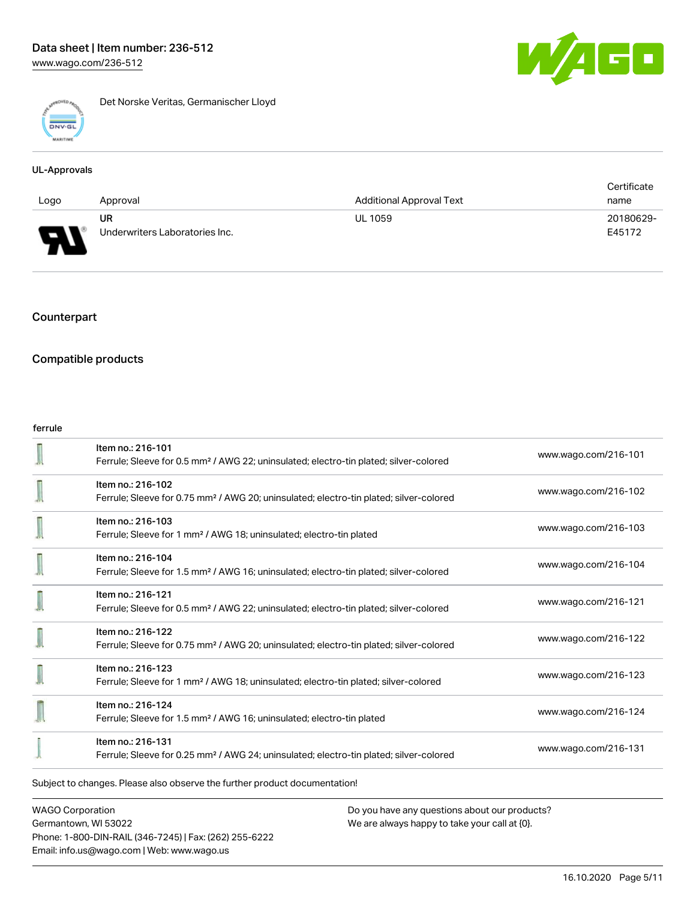Det Norske Veritas, Germanischer Lloyd

### UL-Approvals

| Logo | Approval | Additional Approval Text | Certificate name |
|---|---|---|---|
| | UR<br>Underwriters Laboratories Inc. | UL 1059 | 20180629-E45172 |

## Counterpart

## Compatible products

ferrule

| | | |
|---|---|---|
| | Item no.: 216-101<br>Ferrule; Sleeve for 0.5 mm² / AWG 22; uninsulated; electro-tin plated; silver-colored | www.wago.com/216-101 |
| | Item no.: 216-102<br>Ferrule; Sleeve for 0.75 mm² / AWG 20; uninsulated; electro-tin plated; silver-colored | www.wago.com/216-102 |
| | Item no.: 216-103<br>Ferrule; Sleeve for 1 mm² / AWG 18; uninsulated; electro-tin plated | www.wago.com/216-103 |
| | Item no.: 216-104<br>Ferrule; Sleeve for 1.5 mm² / AWG 16; uninsulated; electro-tin plated; silver-colored | www.wago.com/216-104 |
| | Item no.: 216-121<br>Ferrule; Sleeve for 0.5 mm² / AWG 22; uninsulated; electro-tin plated; silver-colored | www.wago.com/216-121 |
| | Item no.: 216-122<br>Ferrule; Sleeve for 0.75 mm² / AWG 20; uninsulated; electro-tin plated; silver-colored | www.wago.com/216-122 |
| | Item no.: 216-123<br>Ferrule; Sleeve for 1 mm² / AWG 18; uninsulated; electro-tin plated; silver-colored | www.wago.com/216-123 |
| | Item no.: 216-124<br>Ferrule; Sleeve for 1.5 mm² / AWG 16; uninsulated; electro-tin plated | www.wago.com/216-124 |
| | Item no.: 216-131<br>Ferrule; Sleeve for 0.25 mm² / AWG 24; uninsulated; electro-tin plated; silver-colored | www.wago.com/216-131 |

Subject to changes. Please also observe the further product documentation!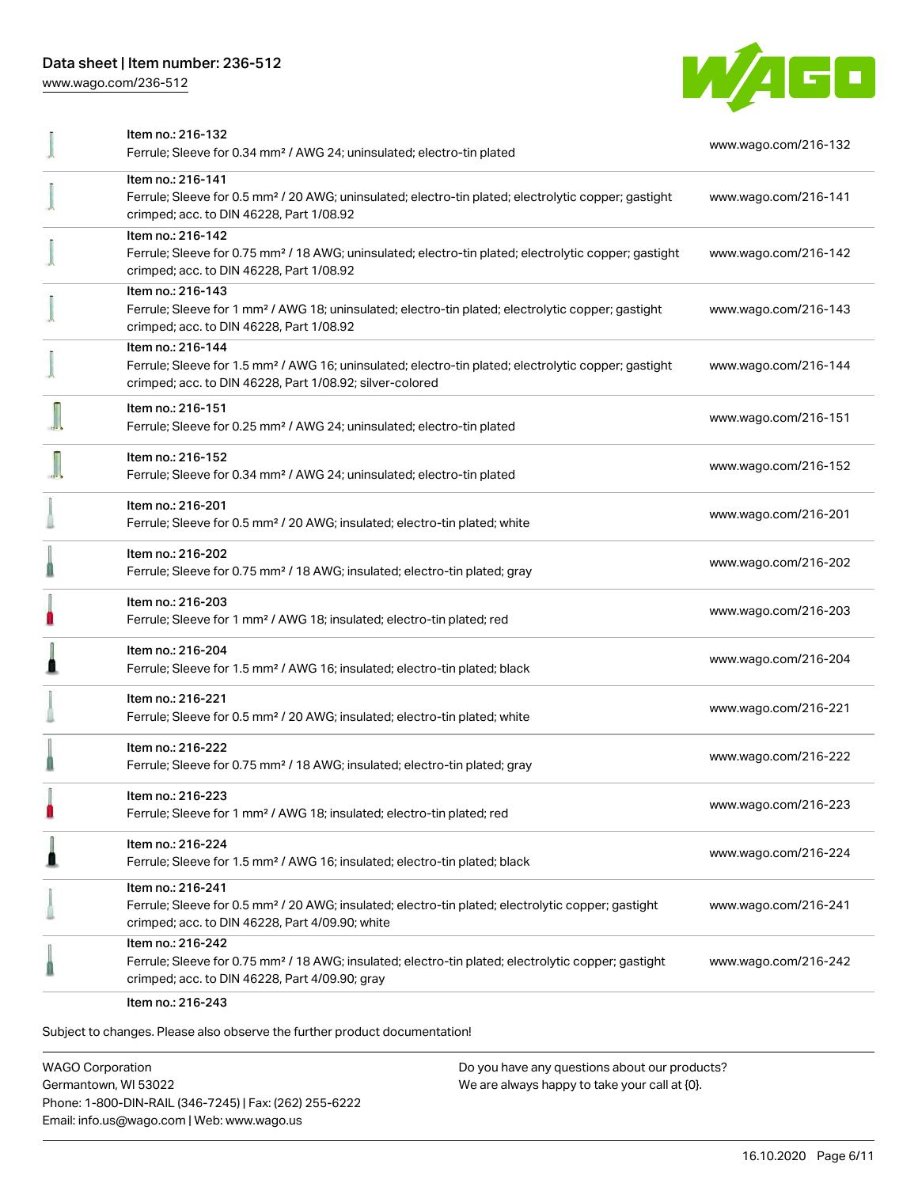| | | |
|---|---|---|
| Item no.: 216-132<br>Ferrule; Sleeve for 0.34 mm² / AWG 24; uninsulated; electro-tin plated | www.wago.com/216-132 |
| Item no.: 216-141<br>Ferrule; Sleeve for 0.5 mm² / 20 AWG; uninsulated; electro-tin plated; electrolytic copper; gastight crimped; acc. to DIN 46228, Part 1/08.92 | www.wago.com/216-141 |
| Item no.: 216-142<br>Ferrule; Sleeve for 0.75 mm² / 18 AWG; uninsulated; electro-tin plated; electrolytic copper; gastight crimped; acc. to DIN 46228, Part 1/08.92 | www.wago.com/216-142 |
| Item no.: 216-143<br>Ferrule; Sleeve for 1 mm² / AWG 18; uninsulated; electro-tin plated; electrolytic copper; gastight crimped; acc. to DIN 46228, Part 1/08.92 | www.wago.com/216-143 |
| Item no.: 216-144<br>Ferrule; Sleeve for 1.5 mm² / AWG 16; uninsulated; electro-tin plated; electrolytic copper; gastight crimped; acc. to DIN 46228, Part 1/08.92; silver-colored | www.wago.com/216-144 |
| Item no.: 216-151<br>Ferrule; Sleeve for 0.25 mm² / AWG 24; uninsulated; electro-tin plated | www.wago.com/216-151 |
| Item no.: 216-152<br>Ferrule; Sleeve for 0.34 mm² / AWG 24; uninsulated; electro-tin plated | www.wago.com/216-152 |
| Item no.: 216-201<br>Ferrule; Sleeve for 0.5 mm² / 20 AWG; insulated; electro-tin plated; white | www.wago.com/216-201 |
| Item no.: 216-202<br>Ferrule; Sleeve for 0.75 mm² / 18 AWG; insulated; electro-tin plated; gray | www.wago.com/216-202 |
| Item no.: 216-203<br>Ferrule; Sleeve for 1 mm² / AWG 18; insulated; electro-tin plated; red | www.wago.com/216-203 |
| Item no.: 216-204<br>Ferrule; Sleeve for 1.5 mm² / AWG 16; insulated; electro-tin plated; black | www.wago.com/216-204 |
| Item no.: 216-221<br>Ferrule; Sleeve for 0.5 mm² / 20 AWG; insulated; electro-tin plated; white | www.wago.com/216-221 |
| Item no.: 216-222<br>Ferrule; Sleeve for 0.75 mm² / 18 AWG; insulated; electro-tin plated; gray | www.wago.com/216-222 |
| Item no.: 216-223<br>Ferrule; Sleeve for 1 mm² / AWG 18; insulated; electro-tin plated; red | www.wago.com/216-223 |
| Item no.: 216-224<br>Ferrule; Sleeve for 1.5 mm² / AWG 16; insulated; electro-tin plated; black | www.wago.com/216-224 |
| Item no.: 216-241<br>Ferrule; Sleeve for 0.5 mm² / 20 AWG; insulated; electro-tin plated; electrolytic copper; gastight crimped; acc. to DIN 46228, Part 4/09.90; white | www.wago.com/216-241 |
| Item no.: 216-242<br>Ferrule; Sleeve for 0.75 mm² / 18 AWG; insulated; electro-tin plated; electrolytic copper; gastight crimped; acc. to DIN 46228, Part 4/09.90; gray | www.wago.com/216-242 |
| Item no.: 216-243 | |

Subject to changes. Please also observe the further product documentation!

WAGO Corporation
Germantown, WI 53022
Phone: 1-800-DIN-RAIL (346-7245) | Fax: (262) 255-6222
Email: info.us@wago.com | Web: www.wago.us

Do you have any questions about our products?
We are always happy to take your call at {0}.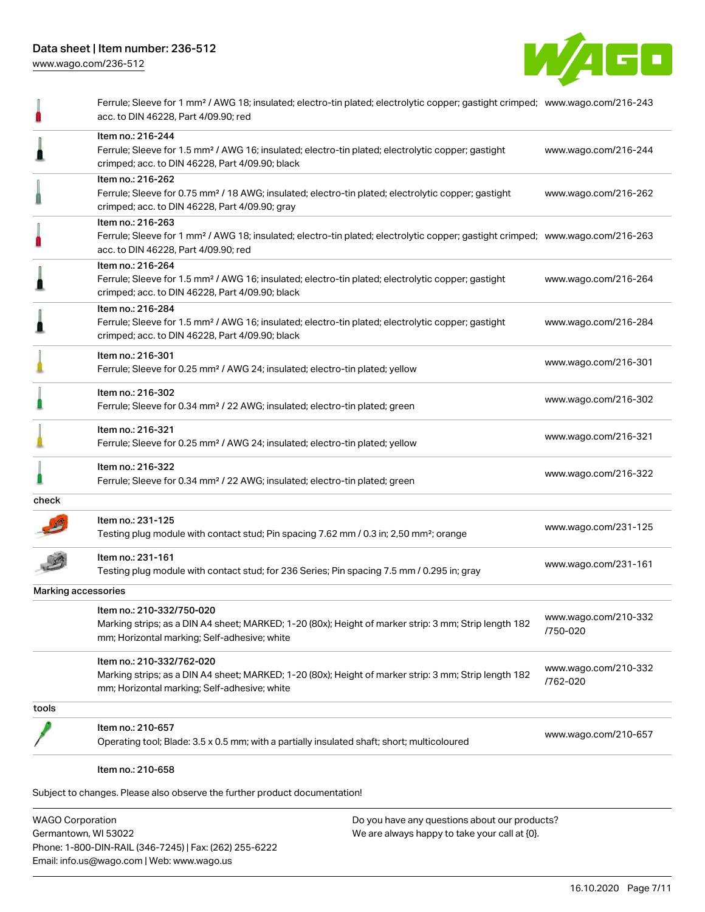| | | |
|---|---|---|
| | Ferrule; Sleeve for 1 mm² / AWG 18; insulated; electro-tin plated; electrolytic copper; gastight crimped; acc. to DIN 46228, Part 4/09.90; red | www.wago.com/216-243 |
| | Item no.: 216-244<br>Ferrule; Sleeve for 1.5 mm² / AWG 16; insulated; electro-tin plated; electrolytic copper; gastight crimped; acc. to DIN 46228, Part 4/09.90; black | www.wago.com/216-244 |
| | Item no.: 216-262<br>Ferrule; Sleeve for 0.75 mm² / 18 AWG; insulated; electro-tin plated; electrolytic copper; gastight crimped; acc. to DIN 46228, Part 4/09.90; gray | www.wago.com/216-262 |
| | Item no.: 216-263<br>Ferrule; Sleeve for 1 mm² / AWG 18; insulated; electro-tin plated; electrolytic copper; gastight crimped; acc. to DIN 46228, Part 4/09.90; red | www.wago.com/216-263 |
| | Item no.: 216-264<br>Ferrule; Sleeve for 1.5 mm² / AWG 16; insulated; electro-tin plated; electrolytic copper; gastight crimped; acc. to DIN 46228, Part 4/09.90; black | www.wago.com/216-264 |
| | Item no.: 216-284<br>Ferrule; Sleeve for 1.5 mm² / AWG 16; insulated; electro-tin plated; electrolytic copper; gastight crimped; acc. to DIN 46228, Part 4/09.90; black | www.wago.com/216-284 |
| | Item no.: 216-301<br>Ferrule; Sleeve for 0.25 mm² / AWG 24; insulated; electro-tin plated; yellow | www.wago.com/216-301 |
| | Item no.: 216-302<br>Ferrule; Sleeve for 0.34 mm² / 22 AWG; insulated; electro-tin plated; green | www.wago.com/216-302 |
| | Item no.: 216-321<br>Ferrule; Sleeve for 0.25 mm² / AWG 24; insulated; electro-tin plated; yellow | www.wago.com/216-321 |
| | Item no.: 216-322<br>Ferrule; Sleeve for 0.34 mm² / 22 AWG; insulated; electro-tin plated; green | www.wago.com/216-322 |
| check | | |
| | Item no.: 231-125<br>Testing plug module with contact stud; Pin spacing 7.62 mm / 0.3 in; 2,50 mm²; orange | www.wago.com/231-125 |
| | Item no.: 231-161<br>Testing plug module with contact stud; for 236 Series; Pin spacing 7.5 mm / 0.295 in; gray | www.wago.com/231-161 |
| Marking accessories | | |
| | Item no.: 210-332/750-020<br>Marking strips; as a DIN A4 sheet; MARKED; 1-20 (80x); Height of marker strip: 3 mm; Strip length 182 mm; Horizontal marking; Self-adhesive; white | www.wago.com/210-332/750-020 |
| | Item no.: 210-332/762-020<br>Marking strips; as a DIN A4 sheet; MARKED; 1-20 (80x); Height of marker strip: 3 mm; Strip length 182 mm; Horizontal marking; Self-adhesive; white | www.wago.com/210-332/762-020 |
| tools | | |
| | Item no.: 210-657<br>Operating tool; Blade: 3.5 x 0.5 mm; with a partially insulated shaft; short; multicoloured | www.wago.com/210-657 |
| | Item no.: 210-658 | |

Subject to changes. Please also observe the further product documentation!

WAGO Corporation
Germantown, WI 53022
Phone: 1-800-DIN-RAIL (346-7245) | Fax: (262) 255-6222
Email: info.us@wago.com | Web: www.wago.us

Do you have any questions about our products?
We are always happy to take your call at {0}.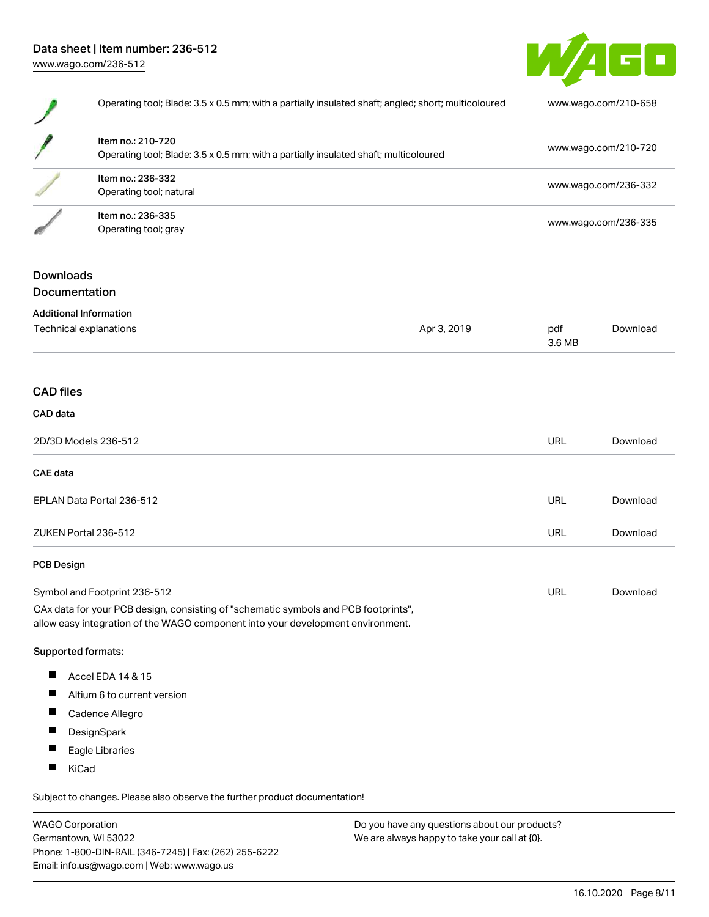| | | |
|---|---|---|
| | Operating tool; Blade: 3.5 x 0.5 mm; with a partially insulated shaft; angled; short; multicoloured | www.wago.com/210-658 |
| | Item no.: 210-720<br>Operating tool; Blade: 3.5 x 0.5 mm; with a partially insulated shaft; multicoloured | www.wago.com/210-720 |
| | Item no.: 236-332<br>Operating tool; natural | www.wago.com/236-332 |
| | Item no.: 236-335<br>Operating tool; gray | www.wago.com/236-335 |

## Downloads

### Documentation

**Additional Information**

| | | | |
|---|---|---|---|
| Technical explanations | Apr 3, 2019 | pdf<br>3.6 MB | Download |

### CAD files

**CAD data**

| | | |
|---|---|---|
| 2D/3D Models 236-512 | URL | Download |

**CAE data**

| | | |
|---|---|---|
| EPLAN Data Portal 236-512 | URL | Download |
| ZUKEN Portal 236-512 | URL | Download |

**PCB Design**

| | | |
|---|---|---|
| Symbol and Footprint 236-512 | URL | Download |

CAx data for your PCB design, consisting of "schematic symbols and PCB footprints", allow easy integration of the WAGO component into your development environment.

Supported formats:

- Accel EDA 14 & 15
- Altium 6 to current version
- Cadence Allegro
- DesignSpark
- Eagle Libraries
- KiCad

Subject to changes. Please also observe the further product documentation!

WAGO Corporation
Germantown, WI 53022
Phone: 1-800-DIN-RAIL (346-7245) | Fax: (262) 255-6222
Email: info.us@wago.com | Web: www.wago.us

Do you have any questions about our products?
We are always happy to take your call at {0}.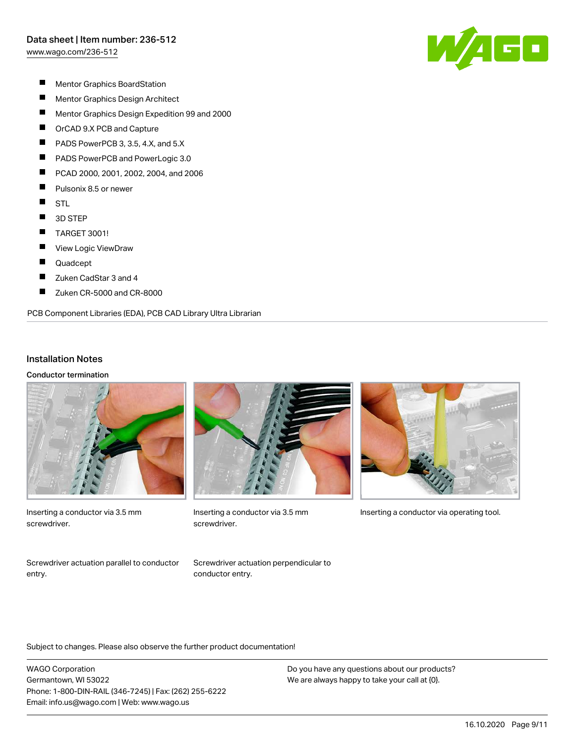- Mentor Graphics BoardStation
- Mentor Graphics Design Architect
- Mentor Graphics Design Expedition 99 and 2000
- OrCAD 9.X PCB and Capture
- PADS PowerPCB 3, 3.5, 4.X, and 5.X
- PADS PowerPCB and PowerLogic 3.0
- PCAD 2000, 2001, 2002, 2004, and 2006
- Pulsonix 8.5 or newer
- STL
- 3D STEP
- TARGET 3001!
- View Logic ViewDraw
- Quadcept
- Zuken CadStar 3 and 4
- Zuken CR-5000 and CR-8000

PCB Component Libraries (EDA), PCB CAD Library Ultra Librarian

## Installation Notes

### Conductor termination

Inserting a conductor via 3.5 mm screwdriver.

Inserting a conductor via 3.5 mm screwdriver.

Inserting a conductor via operating tool.

Screwdriver actuation parallel to conductor entry.

Screwdriver actuation perpendicular to conductor entry.

Subject to changes. Please also observe the further product documentation!

WAGO Corporation
Germantown, WI 53022
Phone: 1-800-DIN-RAIL (346-7245) | Fax: (262) 255-6222
Email: info.us@wago.com | Web: www.wago.us

Do you have any questions about our products?
We are always happy to take your call at {0}.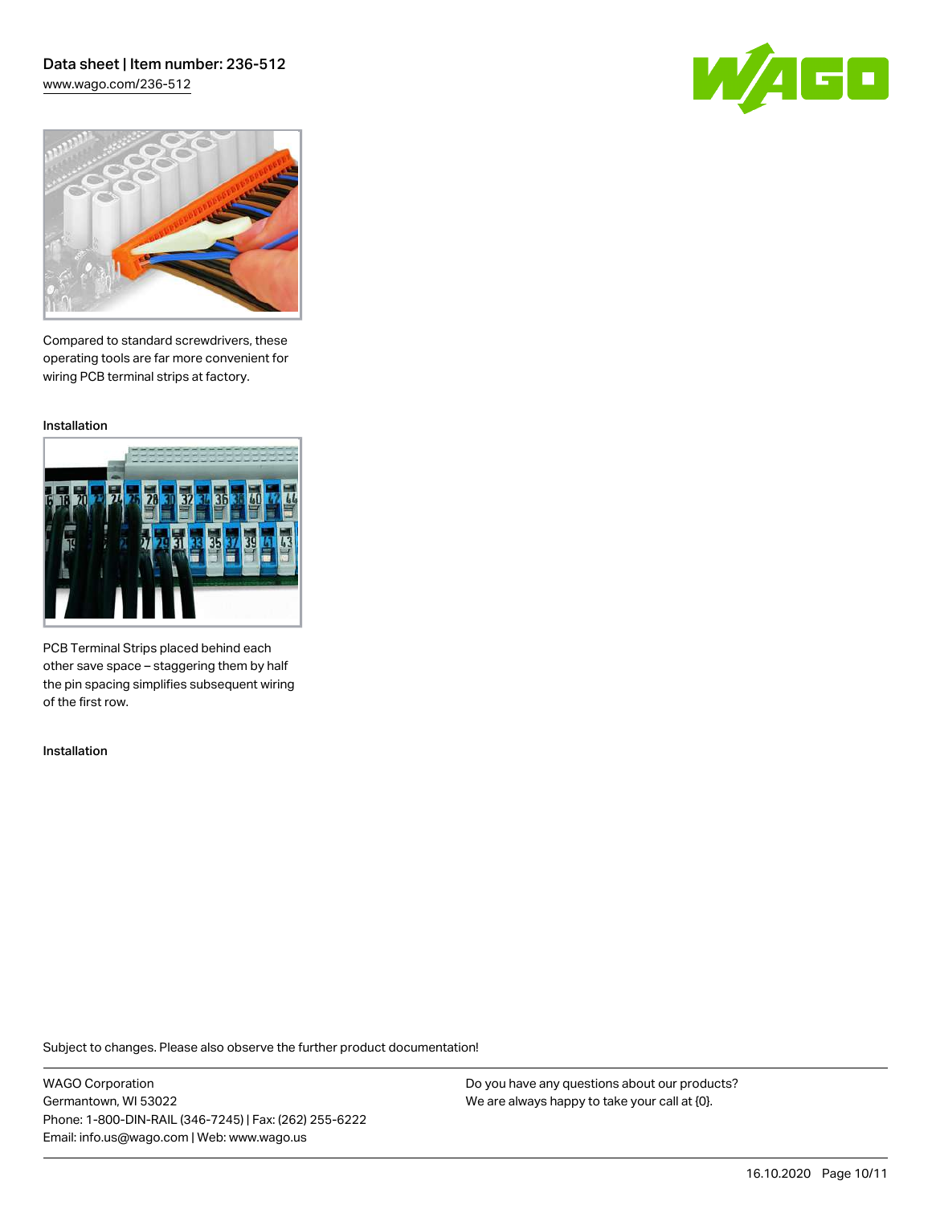Compared to standard screwdrivers, these operating tools are far more convenient for wiring PCB terminal strips at factory.

Installation

PCB Terminal Strips placed behind each other save space – staggering them by half the pin spacing simplifies subsequent wiring of the first row.

Installation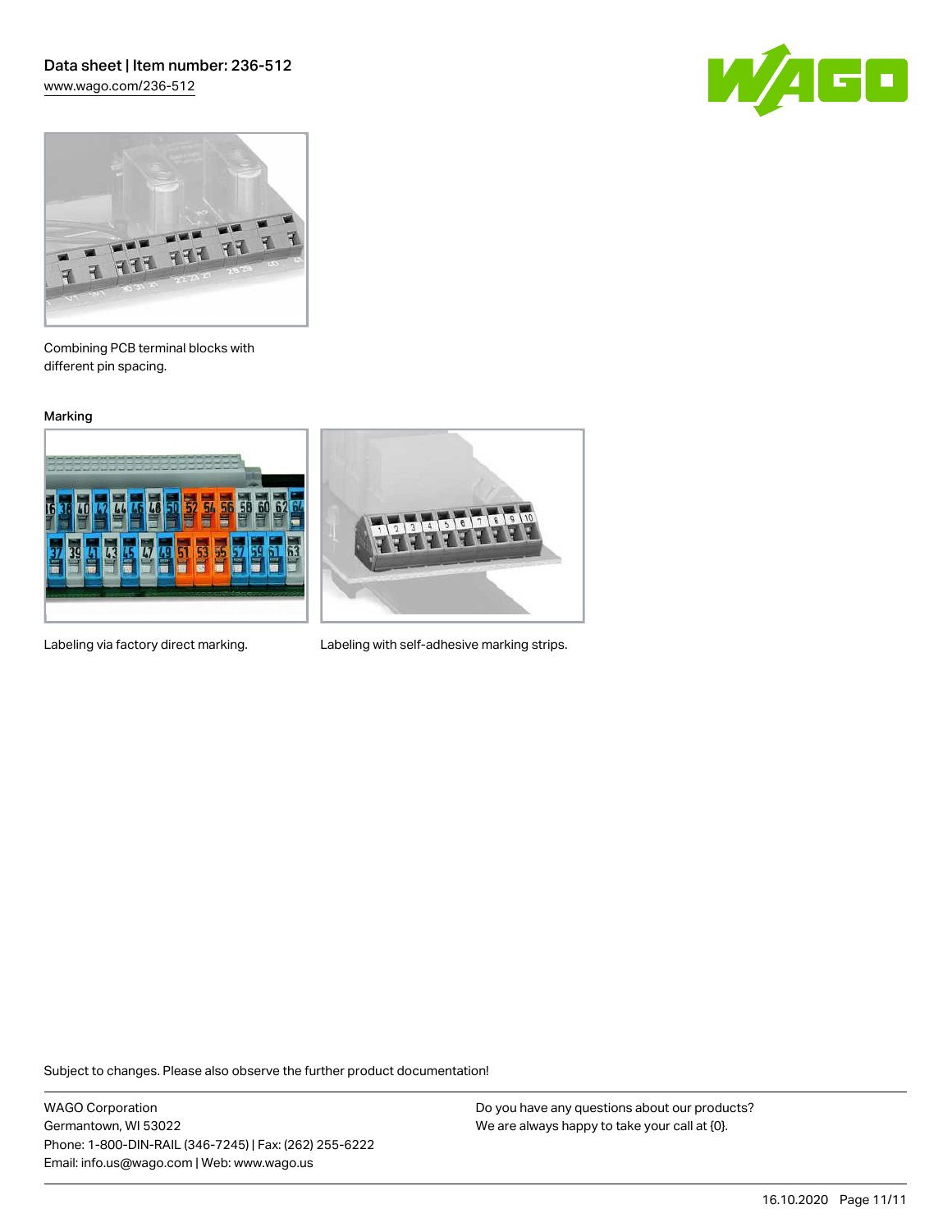Combining PCB terminal blocks with different pin spacing.

Marking

Labeling via factory direct marking.

Labeling with self-adhesive marking strips.

Subject to changes. Please also observe the further product documentation!

WAGO Corporation
Germantown, WI 53022
Phone: 1-800-DIN-RAIL (346-7245) | Fax: (262) 255-6222
Email: info.us@wago.com | Web: www.wago.us

Do you have any questions about our products?
We are always happy to take your call at {0}.